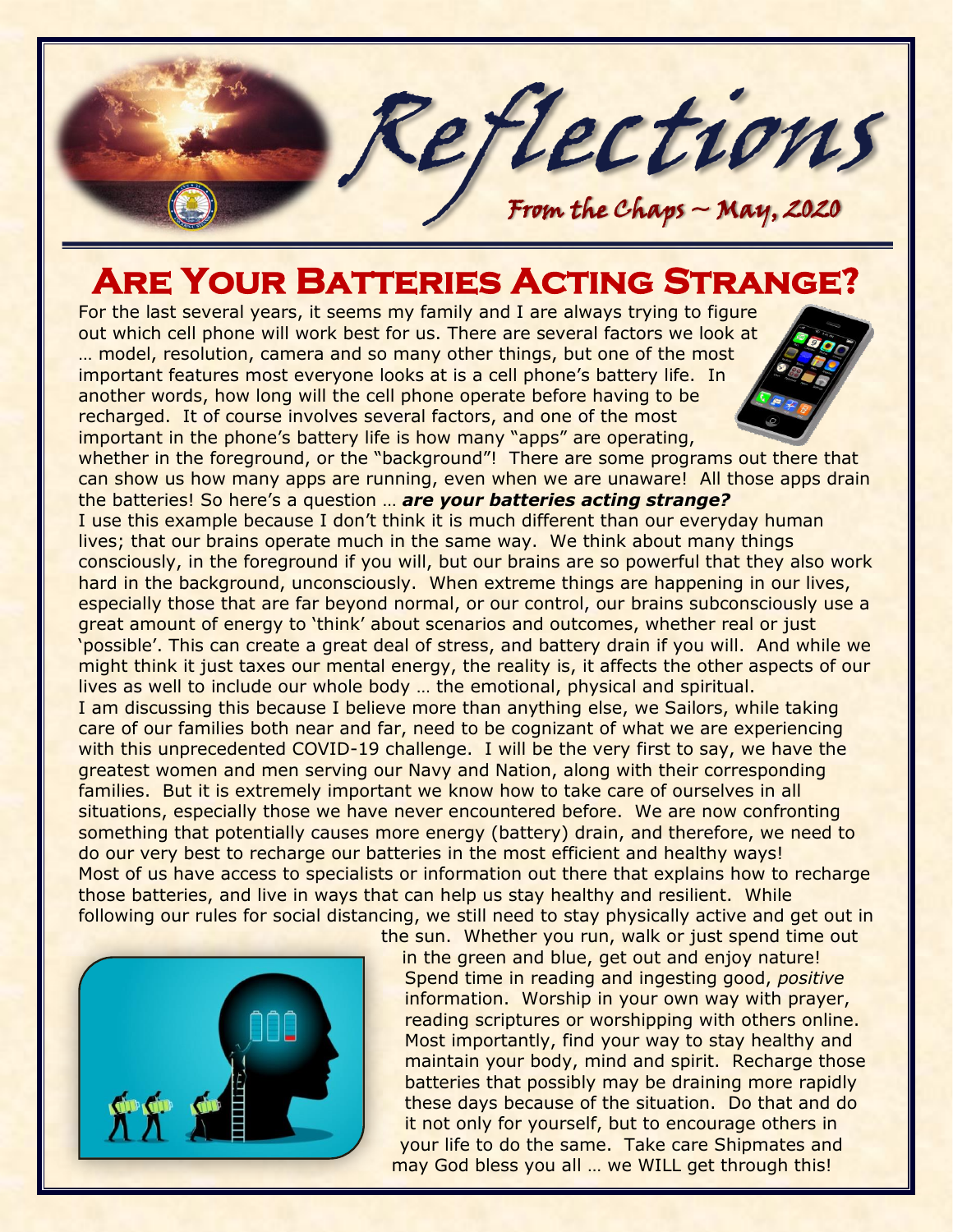# Reflections

From the Chaps ~ May, 2020

## Are Your Batteries Acting Strange?

For the last several years, it seems my family and I are always trying to figure out which cell phone will work best for us. There are several factors we look at … model, resolution, camera and so many other things, but one of the most important features most everyone looks at is a cell phone's battery life. In another words, how long will the cell phone operate before having to be recharged. It of course involves several factors, and one of the most important in the phone's battery life is how many "apps" are operating, whether in the foreground, or the "background"! There are some programs out there that can show us how many apps are running, even when we are unaware! All those apps drain the batteries! So here's a question … ***are your batteries acting strange?***

I use this example because I don't think it is much different than our everyday human lives; that our brains operate much in the same way. We think about many things consciously, in the foreground if you will, but our brains are so powerful that they also work hard in the background, unconsciously. When extreme things are happening in our lives, especially those that are far beyond normal, or our control, our brains subconsciously use a great amount of energy to 'think' about scenarios and outcomes, whether real or just 'possible'. This can create a great deal of stress, and battery drain if you will. And while we might think it just taxes our mental energy, the reality is, it affects the other aspects of our lives as well to include our whole body … the emotional, physical and spiritual.

I am discussing this because I believe more than anything else, we Sailors, while taking care of our families both near and far, need to be cognizant of what we are experiencing with this unprecedented COVID-19 challenge. I will be the very first to say, we have the greatest women and men serving our Navy and Nation, along with their corresponding families. But it is extremely important we know how to take care of ourselves in all situations, especially those we have never encountered before. We are now confronting something that potentially causes more energy (battery) drain, and therefore, we need to do our very best to recharge our batteries in the most efficient and healthy ways!

Most of us have access to specialists or information out there that explains how to recharge those batteries, and live in ways that can help us stay healthy and resilient. While following our rules for social distancing, we still need to stay physically active and get out in the sun. Whether you run, walk or just spend time out in the green and blue, get out and enjoy nature! Spend time in reading and ingesting good, *positive* information. Worship in your own way with prayer, reading scriptures or worshipping with others online. Most importantly, find your way to stay healthy and maintain your body, mind and spirit. Recharge those batteries that possibly may be draining more rapidly these days because of the situation. Do that and do it not only for yourself, but to encourage others in your life to do the same. Take care Shipmates and may God bless you all … we WILL get through this!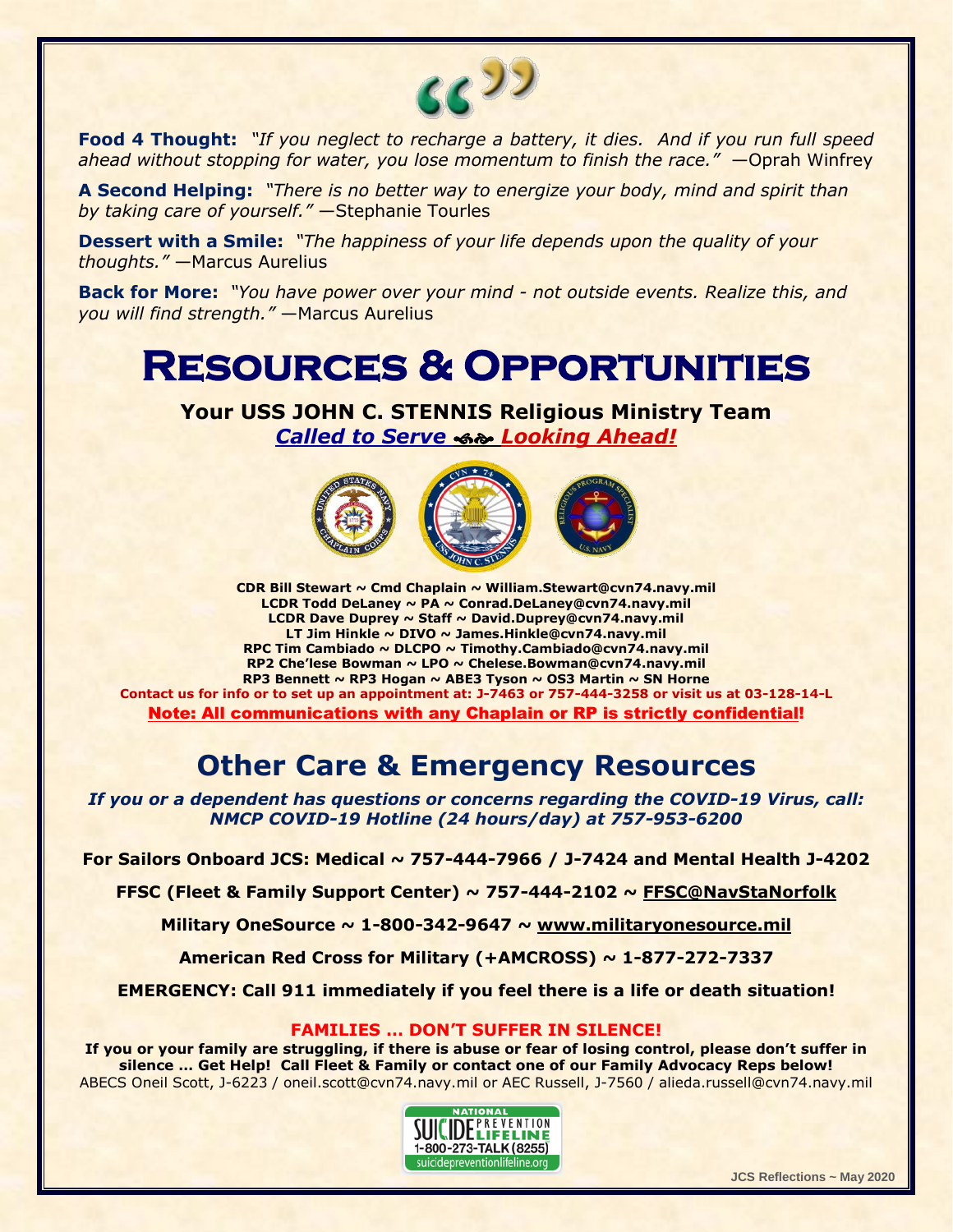**Food 4 Thought:** *"If you neglect to recharge a battery, it dies. And if you run full speed ahead without stopping for water, you lose momentum to finish the race."* —Oprah Winfrey

**A Second Helping:** *"There is no better way to energize your body, mind and spirit than by taking care of yourself."* —Stephanie Tourles

**Dessert with a Smile:** *"The happiness of your life depends upon the quality of your thoughts."* —Marcus Aurelius

**Back for More:** *"You have power over your mind - not outside events. Realize this, and you will find strength."* —Marcus Aurelius

# Resources & Opportunities

**Your USS JOHN C. STENNIS Religious Ministry Team**

***Called to Serve ~ Looking Ahead!***

**CDR Bill Stewart ~ Cmd Chaplain ~ William.Stewart@cvn74.navy.mil**
**LCDR Todd DeLaney ~ PA ~ Conrad.DeLaney@cvn74.navy.mil**
**LCDR Dave Duprey ~ Staff ~ David.Duprey@cvn74.navy.mil**
**LT Jim Hinkle ~ DIVO ~ James.Hinkle@cvn74.navy.mil**
**RPC Tim Cambiado ~ DLCPO ~ Timothy.Cambiado@cvn74.navy.mil**
**RP2 Che'lese Bowman ~ LPO ~ Chelese.Bowman@cvn74.navy.mil**
**RP3 Bennett ~ RP3 Hogan ~ ABE3 Tyson ~ OS3 Martin ~ SN Horne**

**Contact us for info or to set up an appointment at: J-7463 or 757-444-3258 or visit us at 03-128-14-L**

**Note: All communications with any Chaplain or RP is strictly confidential!**

## Other Care & Emergency Resources

*If you or a dependent has questions or concerns regarding the COVID-19 Virus, call: NMCP COVID-19 Hotline (24 hours/day) at 757-953-6200*

**For Sailors Onboard JCS: Medical ~ 757-444-7966 / J-7424 and Mental Health J-4202**

**FFSC (Fleet & Family Support Center) ~ 757-444-2102 ~ FFSC@NavStaNorfolk**

**Military OneSource ~ 1-800-342-9647 ~ www.militaryonesource.mil**

**American Red Cross for Military (+AMCROSS) ~ 1-877-272-7337**

**EMERGENCY: Call 911 immediately if you feel there is a life or death situation!**

**FAMILIES … DON'T SUFFER IN SILENCE!**

**If you or your family are struggling, if there is abuse or fear of losing control, please don't suffer in silence … Get Help! Call Fleet & Family or contact one of our Family Advocacy Reps below!**
ABECS Oneil Scott, J-6223 / oneil.scott@cvn74.navy.mil or AEC Russell, J-7560 / alieda.russell@cvn74.navy.mil

NATIONAL SUICIDE PREVENTION LIFELINE
1-800-273-TALK (8255)
suicidepreventionlifeline.org

JCS Reflections ~ May 2020